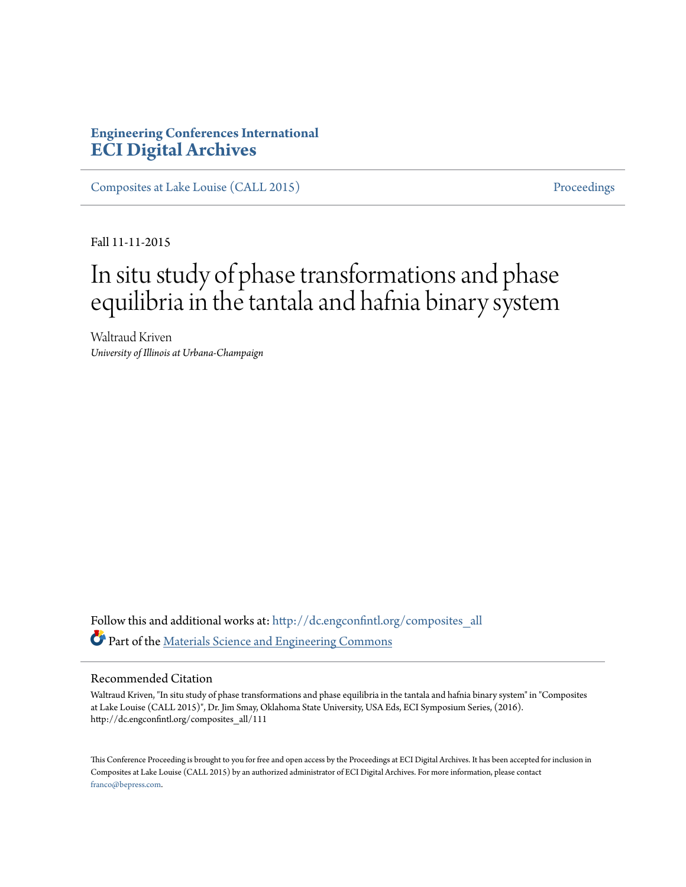**Engineering Conferences International**
# ECI Digital Archives

Composites at Lake Louise (CALL 2015) | Proceedings

Fall 11-11-2015

# In situ study of phase transformations and phase equilibria in the tantala and hafnia binary system

Waltraud Kriven
*University of Illinois at Urbana-Champaign*

Follow this and additional works at: http://dc.engconfintl.org/composites_all
Part of the Materials Science and Engineering Commons

## Recommended Citation

Waltraud Kriven, "In situ study of phase transformations and phase equilibria in the tantala and hafnia binary system" in "Composites at Lake Louise (CALL 2015)", Dr. Jim Smay, Oklahoma State University, USA Eds, ECI Symposium Series, (2016). http://dc.engconfintl.org/composites_all/111

This Conference Proceeding is brought to you for free and open access by the Proceedings at ECI Digital Archives. It has been accepted for inclusion in Composites at Lake Louise (CALL 2015) by an authorized administrator of ECI Digital Archives. For more information, please contact franco@bepress.com.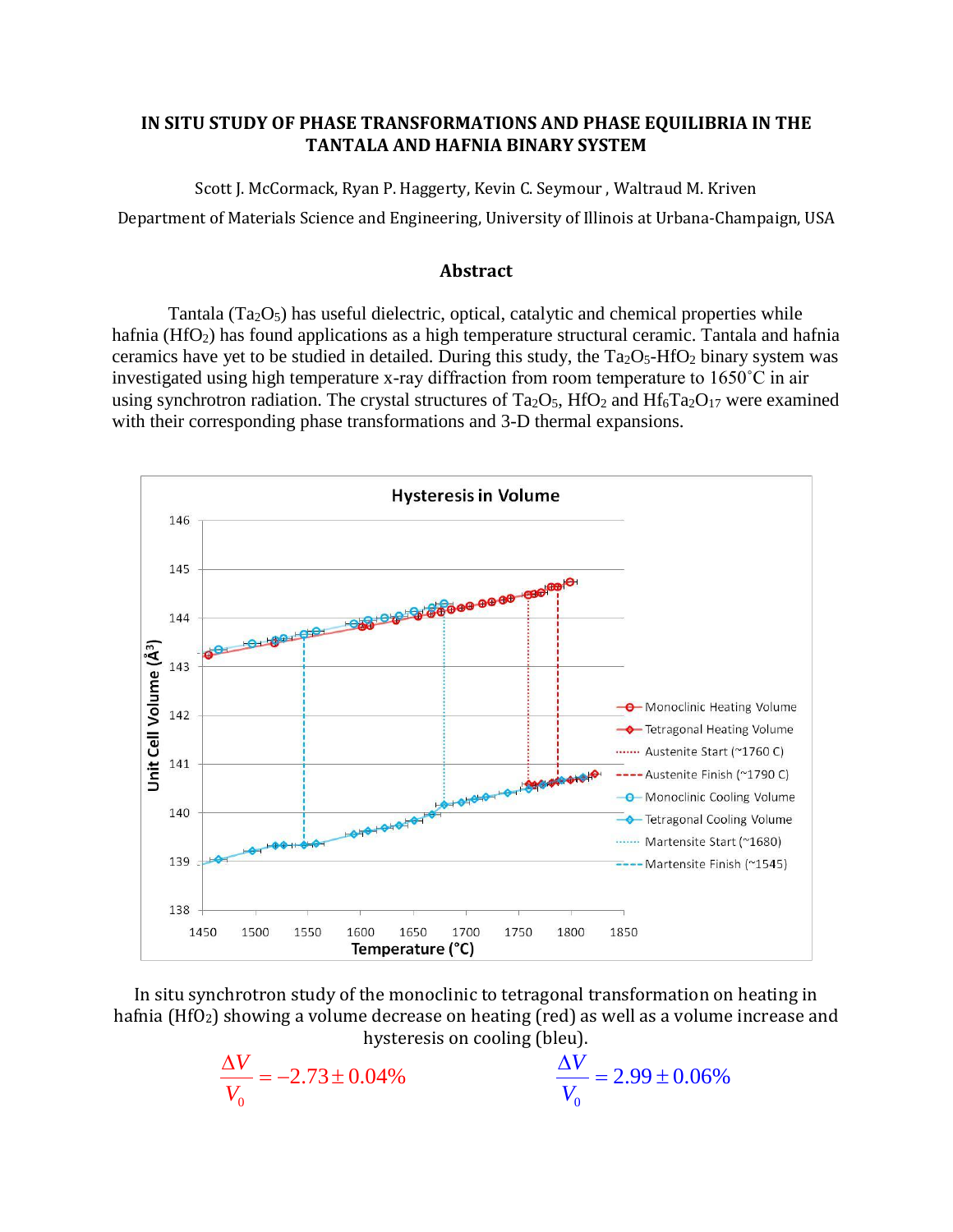# IN SITU STUDY OF PHASE TRANSFORMATIONS AND PHASE EQUILIBRIA IN THE TANTALA AND HAFNIA BINARY SYSTEM

Scott J. McCormack, Ryan P. Haggerty, Kevin C. Seymour , Waltraud M. Kriven

Department of Materials Science and Engineering, University of Illinois at Urbana-Champaign, USA

## Abstract

Tantala ($Ta_2O_5$) has useful dielectric, optical, catalytic and chemical properties while hafnia ($HfO_2$) has found applications as a high temperature structural ceramic. Tantala and hafnia ceramics have yet to be studied in detailed. During this study, the $Ta_2O_5$-$HfO_2$ binary system was investigated using high temperature x-ray diffraction from room temperature to 1650˚C in air using synchrotron radiation. The crystal structures of $Ta_2O_5$, $HfO_2$ and $Hf_6Ta_2O_{17}$ were examined with their corresponding phase transformations and 3-D thermal expansions.

Hysteresis in Volume

Unit Cell Volume (Å³)

146
145
144
143
142
141
140
139
138

1450 1500 1550 1600 1650 1700 1750 1800 1850

Temperature (°C)

Monoclinic Heating Volume
Tetragonal Heating Volume
Austenite Start (~1760 C)
Austenite Finish (~1790 C)
Monoclinic Cooling Volume
Tetragonal Cooling Volume
Martensite Start (~1680)
Martensite Finish (~1545)

In situ synchrotron study of the monoclinic to tetragonal transformation on heating in hafnia ($HfO_2$) showing a volume decrease on heating (red) as well as a volume increase and hysteresis on cooling (bleu).

$$\frac{\Delta V}{V_0} = -2.73 \pm 0.04\% \qquad \frac{\Delta V}{V_0} = 2.99 \pm 0.06\%$$